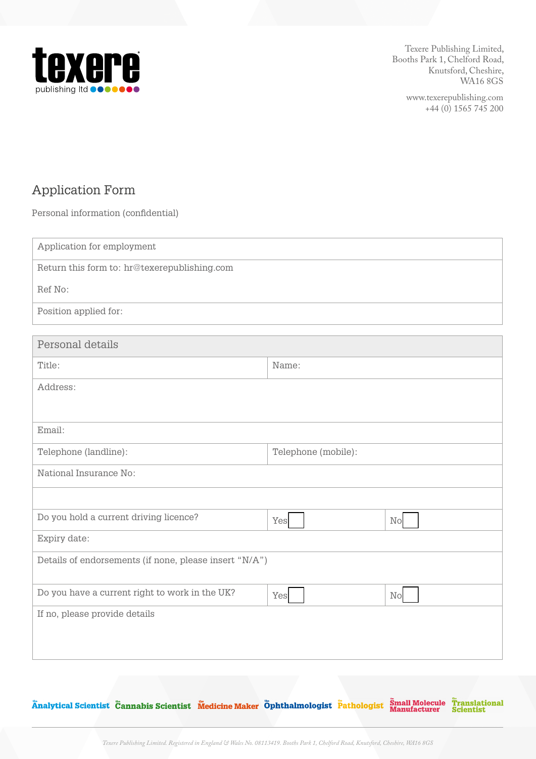texere publishing ltd

Texere Publishing Limited,
Booths Park 1, Chelford Road,
Knutsford, Cheshire,
WA16 8GS

www.texerepublishing.com
+44 (0) 1565 745 200

# Application Form

Personal information (confidential)

| Application for employment |
|---|
| Return this form to: hr@texerepublishing.com<br><br>Ref No: |
| Position applied for: |

| Personal details | | |
|---|---|---|
| Title: | Name: | |
| Address: | | |
| Email: | | |
| Telephone (landline): | Telephone (mobile): | |
| National Insurance No: | | |
| | | |
| Do you hold a current driving licence? | Yes ☐ | No ☐ |
| Expiry date: | | |
| Details of endorsements (if none, please insert "N/A") | | |
| Do you have a current right to work in the UK? | Yes ☐ | No ☐ |
| If no, please provide details | | |

The Analytical Scientist | The Cannabis Scientist | The Medicine Maker | The Ophthalmologist | The Pathologist | The Small Molecule Manufacturer | The Translational Scientist

*Texere Publishing Limited. Registered in England & Wales No. 08113419. Booths Park 1, Chelford Road, Knutsford, Cheshire, WA16 8GS*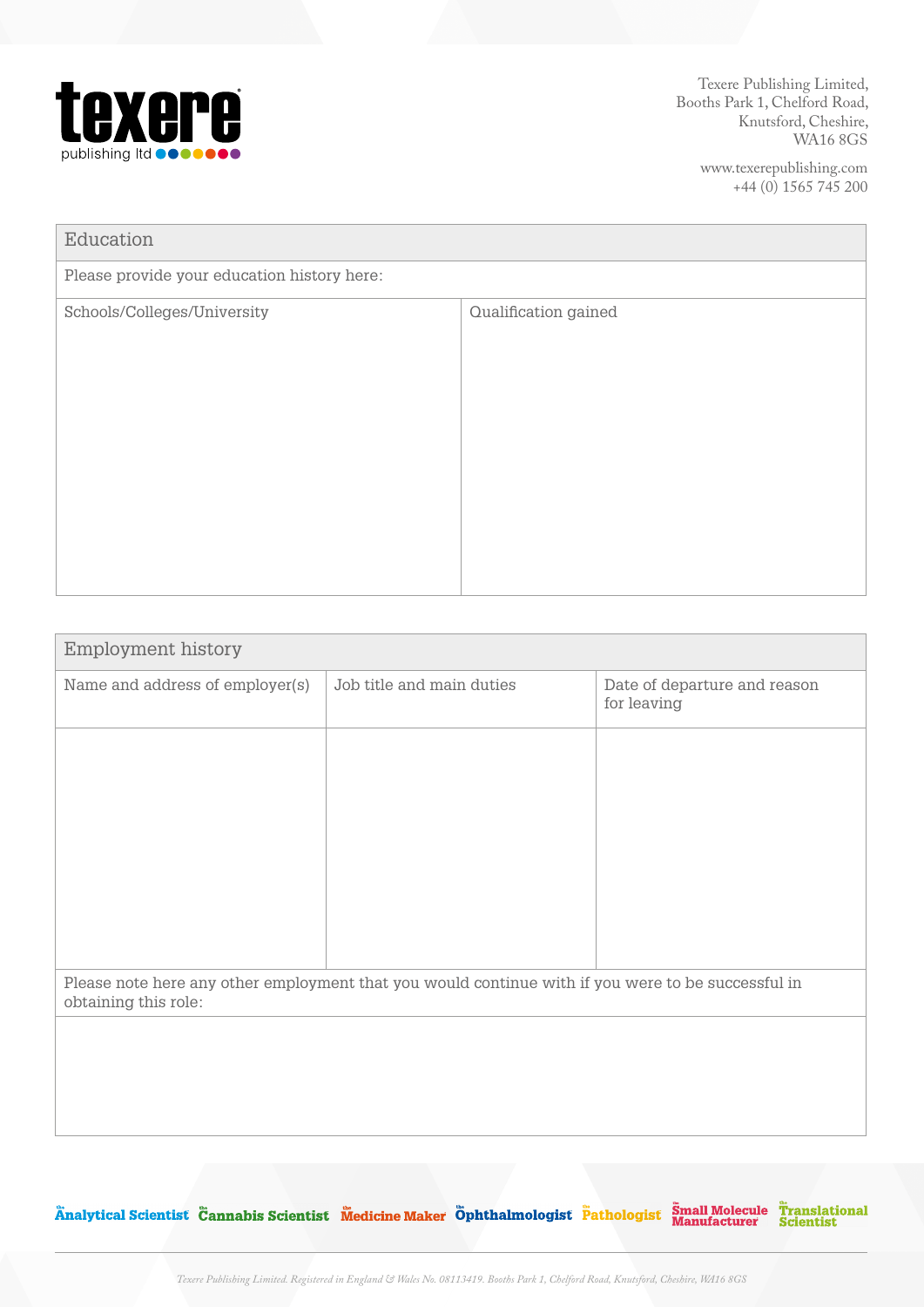## Education

Please provide your education history here:

| Schools/Colleges/University | Qualification gained |
| --- | --- |
| | |

## Employment history

| Name and address of employer(s) | Job title and main duties | Date of departure and reason for leaving |
| --- | --- | --- |
| | | |

Please note here any other employment that you would continue with if you were to be successful in obtaining this role: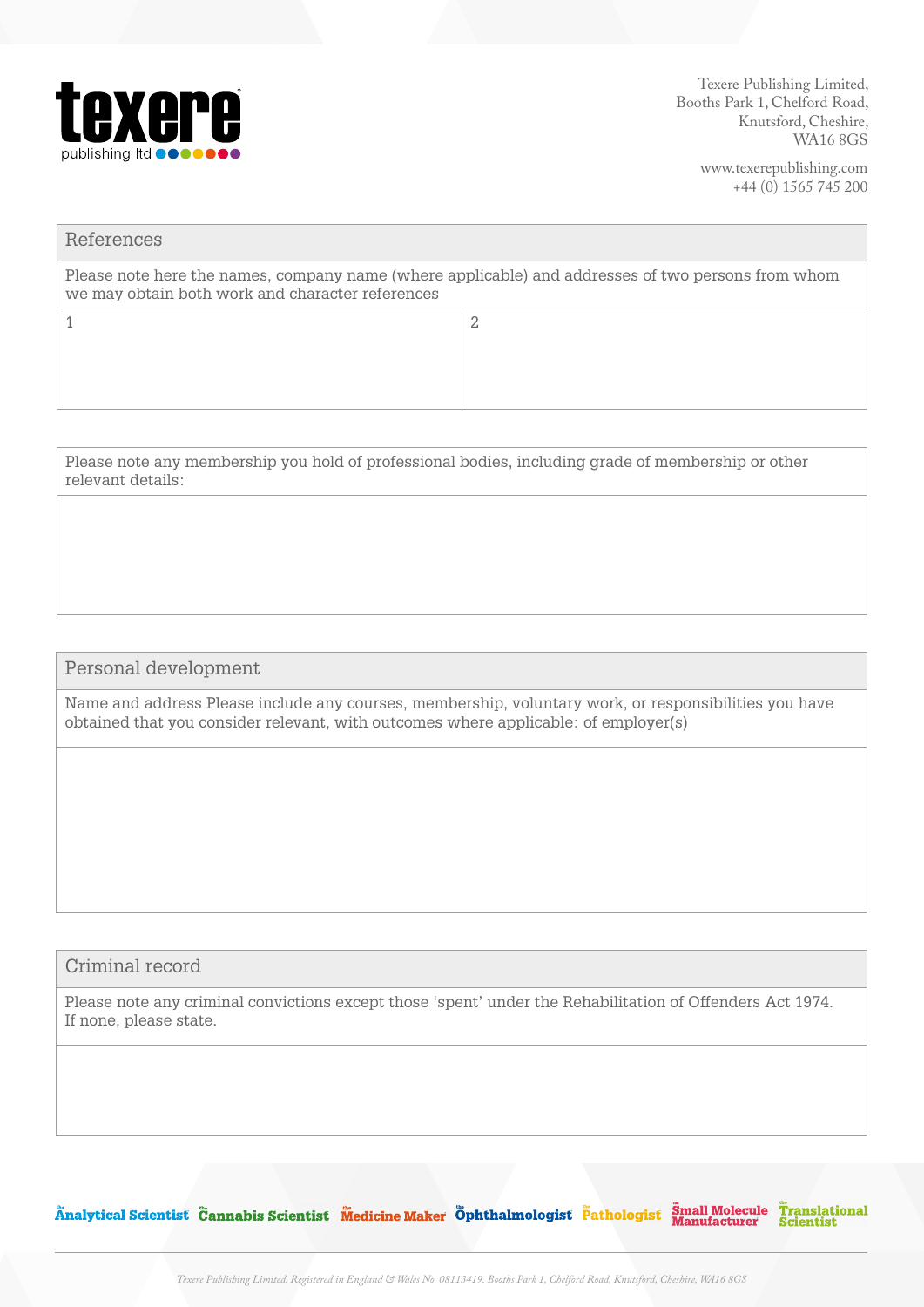Texere Publishing Limited,
Booths Park 1, Chelford Road,
Knutsford, Cheshire,
WA16 8GS

www.texerepublishing.com
+44 (0) 1565 745 200

## References

Please note here the names, company name (where applicable) and addresses of two persons from whom we may obtain both work and character references

| 1 | 2 |
|---|---|
| | |

Please note any membership you hold of professional bodies, including grade of membership or other relevant details:

## Personal development

Name and address Please include any courses, membership, voluntary work, or responsibilities you have obtained that you consider relevant, with outcomes where applicable: of employer(s)

## Criminal record

Please note any criminal convictions except those 'spent' under the Rehabilitation of Offenders Act 1974. If none, please state.

The Analytical Scientist · The Cannabis Scientist · The Medicine Maker · The Ophthalmologist · The Pathologist · Small Molecule Manufacturer · The Translational Scientist

*Texere Publishing Limited. Registered in England & Wales No. 08113419. Booths Park 1, Chelford Road, Knutsford, Cheshire, WA16 8GS*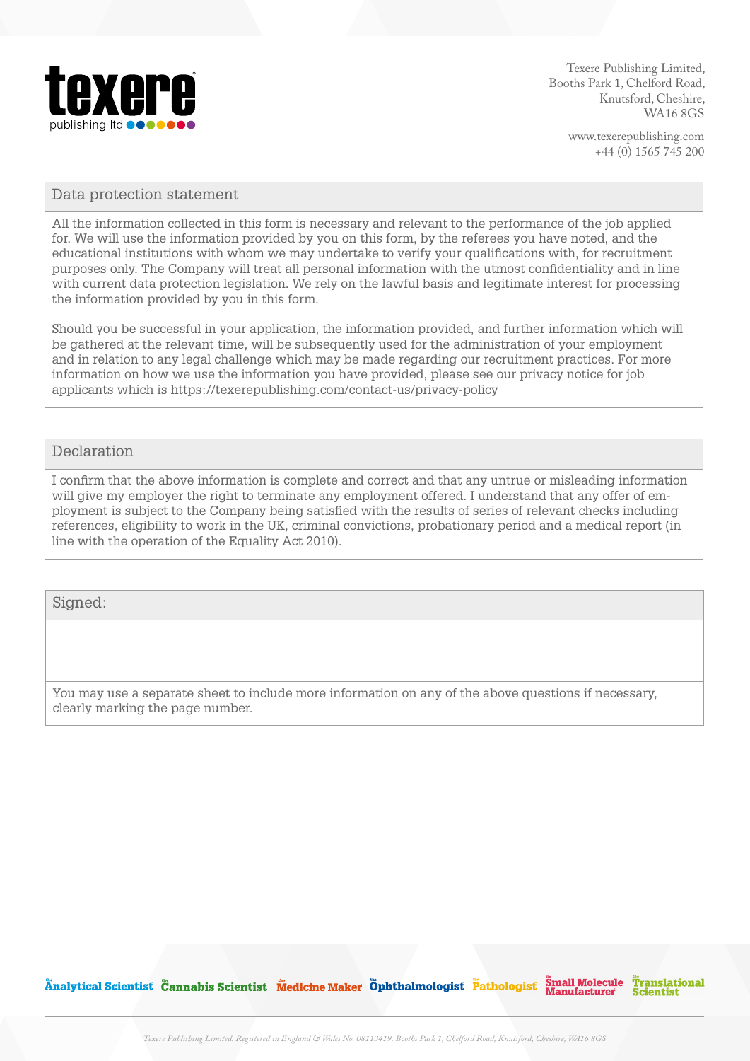Texere Publishing Limited,
Booths Park 1, Chelford Road,
Knutsford, Cheshire,
WA16 8GS

www.texerepublishing.com
+44 (0) 1565 745 200

## Data protection statement

All the information collected in this form is necessary and relevant to the performance of the job applied for. We will use the information provided by you on this form, by the referees you have noted, and the educational institutions with whom we may undertake to verify your qualifications with, for recruitment purposes only. The Company will treat all personal information with the utmost confidentiality and in line with current data protection legislation. We rely on the lawful basis and legitimate interest for processing the information provided by you in this form.

Should you be successful in your application, the information provided, and further information which will be gathered at the relevant time, will be subsequently used for the administration of your employment and in relation to any legal challenge which may be made regarding our recruitment practices. For more information on how we use the information you have provided, please see our privacy notice for job applicants which is https://texerepublishing.com/contact-us/privacy-policy

## Declaration

I confirm that the above information is complete and correct and that any untrue or misleading information will give my employer the right to terminate any employment offered. I understand that any offer of employment is subject to the Company being satisfied with the results of series of relevant checks including references, eligibility to work in the UK, criminal convictions, probationary period and a medical report (in line with the operation of the Equality Act 2010).

## Signed:

You may use a separate sheet to include more information on any of the above questions if necessary, clearly marking the page number.

the Analytical Scientist · the Cannabis Scientist · the Medicine Maker · the Ophthalmologist · the Pathologist · the Small Molecule Manufacturer · the Translational Scientist

*Texere Publishing Limited. Registered in England & Wales No. 08113419. Booths Park 1, Chelford Road, Knutsford, Cheshire, WA16 8GS*